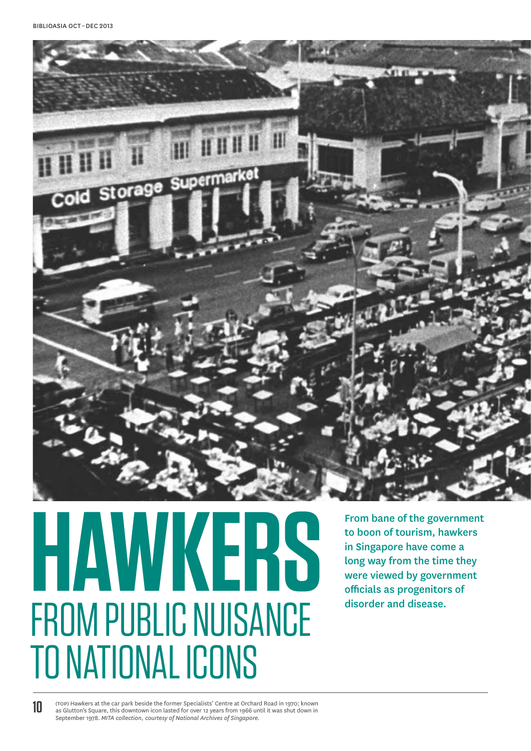# HAWKERS
## FROM PUBLIC NUISANCE TO NATIONAL ICONS

**From bane of the government to boon of tourism, hawkers in Singapore have come a long way from the time they were viewed by government officials as progenitors of disorder and disease.**

(TOP) Hawkers at the car park beside the former Specialists' Centre at Orchard Road in 1970; known as Glutton's Square, this downtown icon lasted for over 12 years from 1966 until it was shut down in September 1978. *MITA collection, courtesy of National Archives of Singapore.*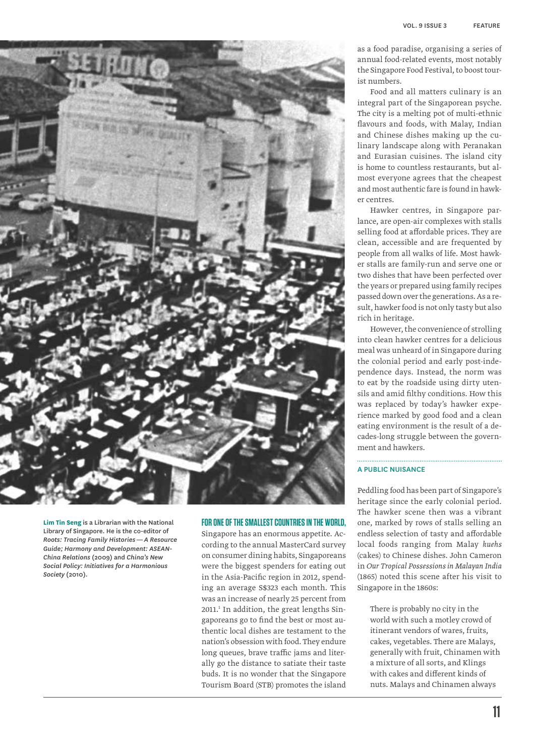**Lim Tin Seng** is a Librarian with the National Library of Singapore. He is the co-editor of *Roots: Tracing Family Histories — A Resource Guide; Harmony and Development: ASEAN-China Relations* (2009) and *China's New Social Policy: Initiatives for a Harmonious Society* (2010).

**FOR ONE OF THE SMALLEST COUNTRIES IN THE WORLD,** Singapore has an enormous appetite. According to the annual MasterCard survey on consumer dining habits, Singaporeans were the biggest spenders for eating out in the Asia-Pacific region in 2012, spending an average S$323 each month. This was an increase of nearly 25 percent from 2011.[1] In addition, the great lengths Singaporeans go to find the best or most authentic local dishes are testament to the nation's obsession with food. They endure long queues, brave traffic jams and literally go the distance to satiate their taste buds. It is no wonder that the Singapore Tourism Board (STB) promotes the island as a food paradise, organising a series of annual food-related events, most notably the Singapore Food Festival, to boost tourist numbers.

Food and all matters culinary is an integral part of the Singaporean psyche. The city is a melting pot of multi-ethnic flavours and foods, with Malay, Indian and Chinese dishes making up the culinary landscape along with Peranakan and Eurasian cuisines. The island city is home to countless restaurants, but almost everyone agrees that the cheapest and most authentic fare is found in hawker centres.

Hawker centres, in Singapore parlance, are open-air complexes with stalls selling food at affordable prices. They are clean, accessible and are frequented by people from all walks of life. Most hawker stalls are family-run and serve one or two dishes that have been perfected over the years or prepared using family recipes passed down over the generations. As a result, hawker food is not only tasty but also rich in heritage.

However, the convenience of strolling into clean hawker centres for a delicious meal was unheard of in Singapore during the colonial period and early post-independence days. Instead, the norm was to eat by the roadside using dirty utensils and amid filthy conditions. How this was replaced by today's hawker experience marked by good food and a clean eating environment is the result of a decades-long struggle between the government and hawkers.

## A PUBLIC NUISANCE

Peddling food has been part of Singapore's heritage since the early colonial period. The hawker scene then was a vibrant one, marked by rows of stalls selling an endless selection of tasty and affordable local foods ranging from Malay *kuehs* (cakes) to Chinese dishes. John Cameron in *Our Tropical Possessions in Malayan India* (1865) noted this scene after his visit to Singapore in the 1860s:

> There is probably no city in the world with such a motley crowd of itinerant vendors of wares, fruits, cakes, vegetables. There are Malays, generally with fruit, Chinamen with a mixture of all sorts, and Klings with cakes and different kinds of nuts. Malays and Chinamen always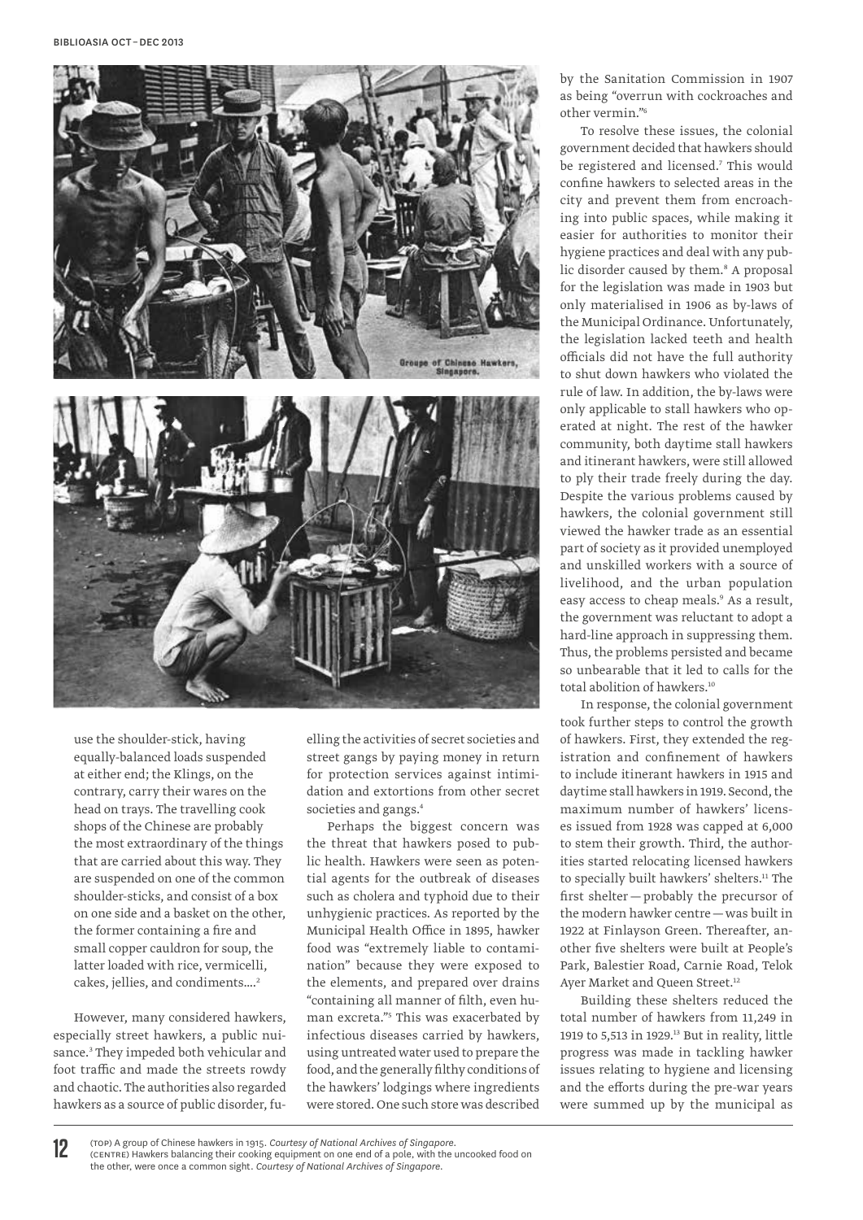use the shoulder-stick, having equally-balanced loads suspended at either end; the Klings, on the contrary, carry their wares on the head on trays. The travelling cook shops of the Chinese are probably the most extraordinary of the things that are carried about this way. They are suspended on one of the common shoulder-sticks, and consist of a box on one side and a basket on the other, the former containing a fire and small copper cauldron for soup, the latter loaded with rice, vermicelli, cakes, jellies, and condiments....[2]

However, many considered hawkers, especially street hawkers, a public nuisance.[3] They impeded both vehicular and foot traffic and made the streets rowdy and chaotic. The authorities also regarded hawkers as a source of public disorder, fuelling the activities of secret societies and street gangs by paying money in return for protection services against intimidation and extortions from other secret societies and gangs.[4]

Perhaps the biggest concern was the threat that hawkers posed to public health. Hawkers were seen as potential agents for the outbreak of diseases such as cholera and typhoid due to their unhygienic practices. As reported by the Municipal Health Office in 1895, hawker food was "extremely liable to contamination" because they were exposed to the elements, and prepared over drains "containing all manner of filth, even human excreta."[5] This was exacerbated by infectious diseases carried by hawkers, using untreated water used to prepare the food, and the generally filthy conditions of the hawkers' lodgings where ingredients were stored. One such store was described by the Sanitation Commission in 1907 as being "overrun with cockroaches and other vermin."[6]

To resolve these issues, the colonial government decided that hawkers should be registered and licensed.[7] This would confine hawkers to selected areas in the city and prevent them from encroaching into public spaces, while making it easier for authorities to monitor their hygiene practices and deal with any public disorder caused by them.[8] A proposal for the legislation was made in 1903 but only materialised in 1906 as by-laws of the Municipal Ordinance. Unfortunately, the legislation lacked teeth and health officials did not have the full authority to shut down hawkers who violated the rule of law. In addition, the by-laws were only applicable to stall hawkers who operated at night. The rest of the hawker community, both daytime stall hawkers and itinerant hawkers, were still allowed to ply their trade freely during the day. Despite the various problems caused by hawkers, the colonial government still viewed the hawker trade as an essential part of society as it provided unemployed and unskilled workers with a source of livelihood, and the urban population easy access to cheap meals.[9] As a result, the government was reluctant to adopt a hard-line approach in suppressing them. Thus, the problems persisted and became so unbearable that it led to calls for the total abolition of hawkers.[10]

In response, the colonial government took further steps to control the growth of hawkers. First, they extended the registration and confinement of hawkers to include itinerant hawkers in 1915 and daytime stall hawkers in 1919. Second, the maximum number of hawkers' licenses issued from 1928 was capped at 6,000 to stem their growth. Third, the authorities started relocating licensed hawkers to specially built hawkers' shelters.[11] The first shelter — probably the precursor of the modern hawker centre — was built in 1922 at Finlayson Green. Thereafter, another five shelters were built at People's Park, Balestier Road, Carnie Road, Telok Ayer Market and Queen Street.[12]

Building these shelters reduced the total number of hawkers from 11,249 in 1919 to 5,513 in 1929.[13] But in reality, little progress was made in tackling hawker issues relating to hygiene and licensing and the efforts during the pre-war years were summed up by the municipal as

(TOP) A group of Chinese hawkers in 1915. *Courtesy of National Archives of Singapore.*
(CENTRE) Hawkers balancing their cooking equipment on one end of a pole, with the uncooked food on the other, were once a common sight. *Courtesy of National Archives of Singapore.*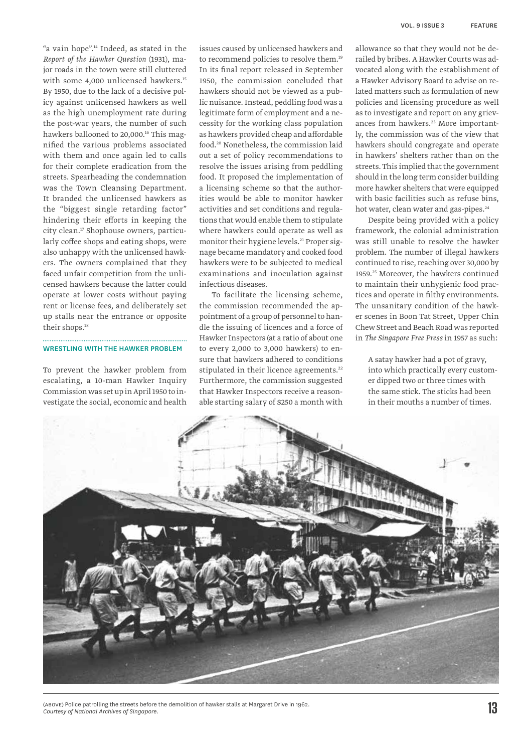"a vain hope".[14] Indeed, as stated in the *Report of the Hawker Question* (1931), major roads in the town were still cluttered with some 4,000 unlicensed hawkers.[15] By 1950, due to the lack of a decisive policy against unlicensed hawkers as well as the high unemployment rate during the post-war years, the number of such hawkers ballooned to 20,000.[16] This magnified the various problems associated with them and once again led to calls for their complete eradication from the streets. Spearheading the condemnation was the Town Cleansing Department. It branded the unlicensed hawkers as the "biggest single retarding factor" hindering their efforts in keeping the city clean.[17] Shophouse owners, particularly coffee shops and eating shops, were also unhappy with the unlicensed hawkers. The owners complained that they faced unfair competition from the unlicensed hawkers because the latter could operate at lower costs without paying rent or license fees, and deliberately set up stalls near the entrance or opposite their shops.[18]

## WRESTLING WITH THE HAWKER PROBLEM

To prevent the hawker problem from escalating, a 10-man Hawker Inquiry Commission was set up in April 1950 to investigate the social, economic and health issues caused by unlicensed hawkers and to recommend policies to resolve them.[19] In its final report released in September 1950, the commission concluded that hawkers should not be viewed as a public nuisance. Instead, peddling food was a legitimate form of employment and a necessity for the working class population as hawkers provided cheap and affordable food.[20] Nonetheless, the commission laid out a set of policy recommendations to resolve the issues arising from peddling food. It proposed the implementation of a licensing scheme so that the authorities would be able to monitor hawker activities and set conditions and regulations that would enable them to stipulate where hawkers could operate as well as monitor their hygiene levels.[21] Proper signage became mandatory and cooked food hawkers were to be subjected to medical examinations and inoculation against infectious diseases.

To facilitate the licensing scheme, the commission recommended the appointment of a group of personnel to handle the issuing of licences and a force of Hawker Inspectors (at a ratio of about one to every 2,000 to 3,000 hawkers) to ensure that hawkers adhered to conditions stipulated in their licence agreements.[22] Furthermore, the commission suggested that Hawker Inspectors receive a reasonable starting salary of $250 a month with allowance so that they would not be derailed by bribes. A Hawker Courts was advocated along with the establishment of a Hawker Advisory Board to advise on related matters such as formulation of new policies and licensing procedure as well as to investigate and report on any grievances from hawkers.[23] More importantly, the commission was of the view that hawkers should congregate and operate in hawkers' shelters rather than on the streets. This implied that the government should in the long term consider building more hawker shelters that were equipped with basic facilities such as refuse bins, hot water, clean water and gas-pipes.[24]

Despite being provided with a policy framework, the colonial administration was still unable to resolve the hawker problem. The number of illegal hawkers continued to rise, reaching over 30,000 by 1959.[25] Moreover, the hawkers continued to maintain their unhygienic food practices and operate in filthy environments. The unsanitary condition of the hawker scenes in Boon Tat Street, Upper Chin Chew Street and Beach Road was reported in *The Singapore Free Press* in 1957 as such:

> A satay hawker had a pot of gravy, into which practically every customer dipped two or three times with the same stick. The sticks had been in their mouths a number of times.

(ABOVE) Police patrolling the streets before the demolition of hawker stalls at Margaret Drive in 1962. *Courtesy of National Archives of Singapore.*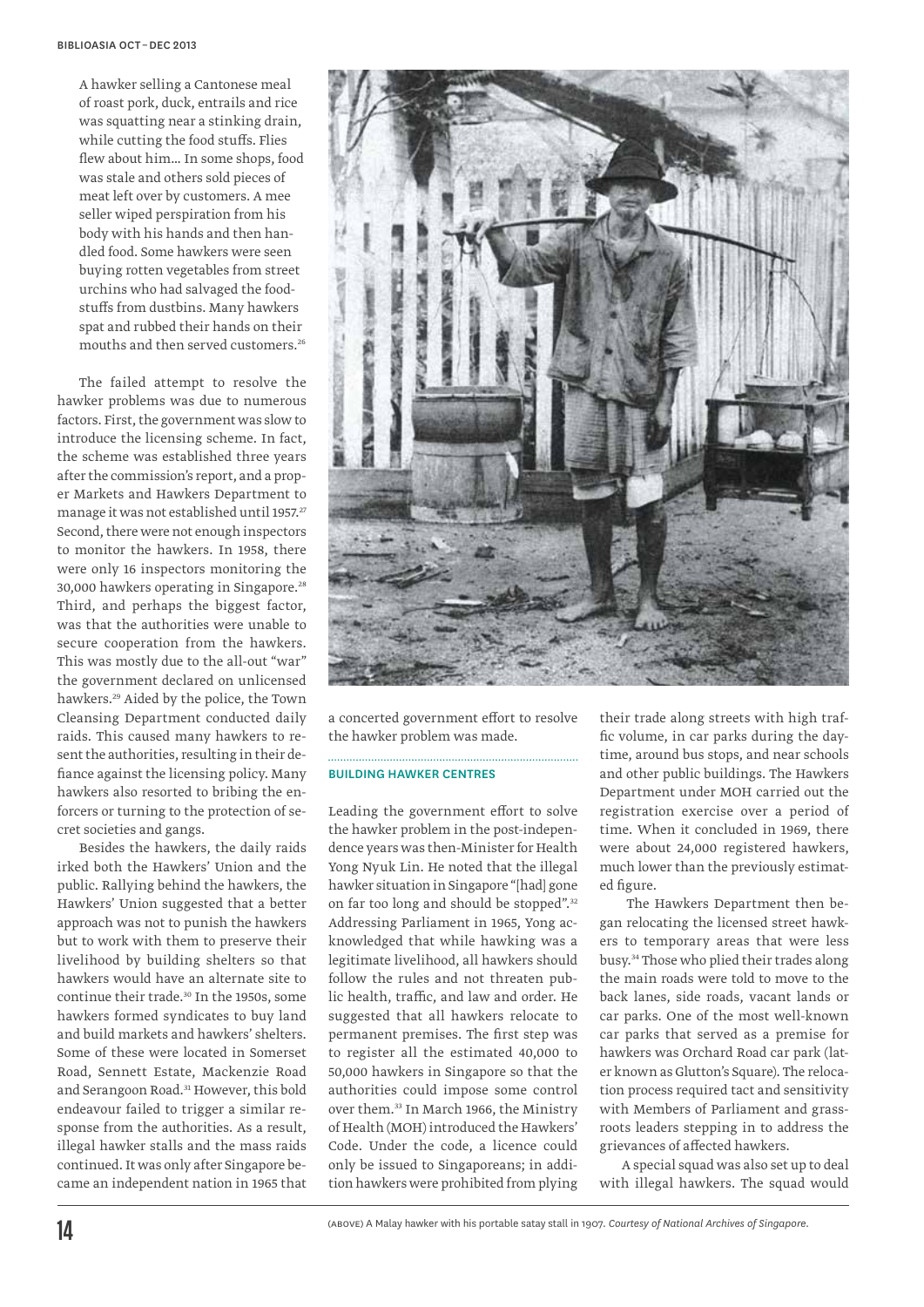A hawker selling a Cantonese meal of roast pork, duck, entrails and rice was squatting near a stinking drain, while cutting the food stuffs. Flies flew about him… In some shops, food was stale and others sold pieces of meat left over by customers. A mee seller wiped perspiration from his body with his hands and then handled food. Some hawkers were seen buying rotten vegetables from street urchins who had salvaged the foodstuffs from dustbins. Many hawkers spat and rubbed their hands on their mouths and then served customers.[26]

The failed attempt to resolve the hawker problems was due to numerous factors. First, the government was slow to introduce the licensing scheme. In fact, the scheme was established three years after the commission's report, and a proper Markets and Hawkers Department to manage it was not established until 1957.[27] Second, there were not enough inspectors to monitor the hawkers. In 1958, there were only 16 inspectors monitoring the 30,000 hawkers operating in Singapore.[28] Third, and perhaps the biggest factor, was that the authorities were unable to secure cooperation from the hawkers. This was mostly due to the all-out "war" the government declared on unlicensed hawkers.[29] Aided by the police, the Town Cleansing Department conducted daily raids. This caused many hawkers to resent the authorities, resulting in their defiance against the licensing policy. Many hawkers also resorted to bribing the enforcers or turning to the protection of secret societies and gangs.

Besides the hawkers, the daily raids irked both the Hawkers' Union and the public. Rallying behind the hawkers, the Hawkers' Union suggested that a better approach was not to punish the hawkers but to work with them to preserve their livelihood by building shelters so that hawkers would have an alternate site to continue their trade.[30] In the 1950s, some hawkers formed syndicates to buy land and build markets and hawkers' shelters. Some of these were located in Somerset Road, Sennett Estate, Mackenzie Road and Serangoon Road.[31] However, this bold endeavour failed to trigger a similar response from the authorities. As a result, illegal hawker stalls and the mass raids continued. It was only after Singapore became an independent nation in 1965 that a concerted government effort to resolve the hawker problem was made.

## BUILDING HAWKER CENTRES

Leading the government effort to solve the hawker problem in the post-independence years was then-Minister for Health Yong Nyuk Lin. He noted that the illegal hawker situation in Singapore "[had] gone on far too long and should be stopped".[32] Addressing Parliament in 1965, Yong acknowledged that while hawking was a legitimate livelihood, all hawkers should follow the rules and not threaten public health, traffic, and law and order. He suggested that all hawkers relocate to permanent premises. The first step was to register all the estimated 40,000 to 50,000 hawkers in Singapore so that the authorities could impose some control over them.[33] In March 1966, the Ministry of Health (MOH) introduced the Hawkers' Code. Under the code, a licence could only be issued to Singaporeans; in addition hawkers were prohibited from plying their trade along streets with high traffic volume, in car parks during the daytime, around bus stops, and near schools and other public buildings. The Hawkers Department under MOH carried out the registration exercise over a period of time. When it concluded in 1969, there were about 24,000 registered hawkers, much lower than the previously estimated figure.

The Hawkers Department then began relocating the licensed street hawkers to temporary areas that were less busy.[34] Those who plied their trades along the main roads were told to move to the back lanes, side roads, vacant lands or car parks. One of the most well-known car parks that served as a premise for hawkers was Orchard Road car park (later known as Glutton's Square). The relocation process required tact and sensitivity with Members of Parliament and grassroots leaders stepping in to address the grievances of affected hawkers.

A special squad was also set up to deal with illegal hawkers. The squad would

(ABOVE) A Malay hawker with his portable satay stall in 1907. *Courtesy of National Archives of Singapore.*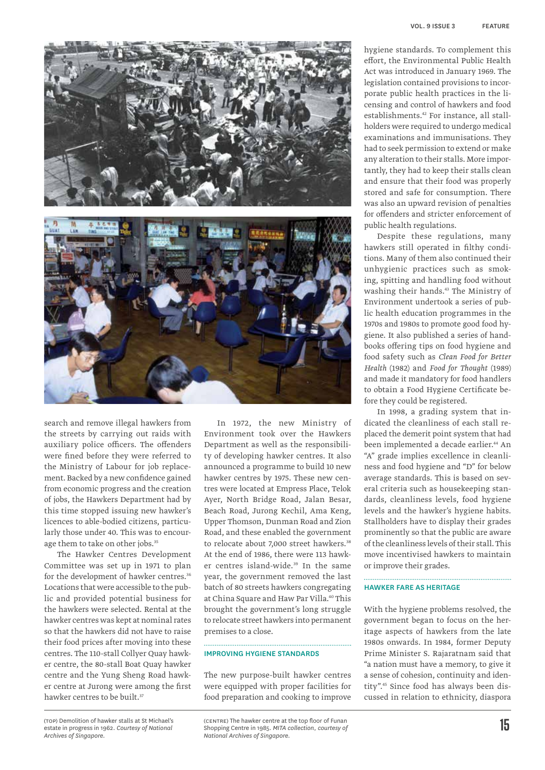search and remove illegal hawkers from the streets by carrying out raids with auxiliary police officers. The offenders were fined before they were referred to the Ministry of Labour for job replacement. Backed by a new confidence gained from economic progress and the creation of jobs, the Hawkers Department had by this time stopped issuing new hawker's licences to able-bodied citizens, particularly those under 40. This was to encourage them to take on other jobs.[35]

The Hawker Centres Development Committee was set up in 1971 to plan for the development of hawker centres.[36] Locations that were accessible to the public and provided potential business for the hawkers were selected. Rental at the hawker centres was kept at nominal rates so that the hawkers did not have to raise their food prices after moving into these centres. The 110-stall Collyer Quay hawker centre, the 80-stall Boat Quay hawker centre and the Yung Sheng Road hawker centre at Jurong were among the first hawker centres to be built.[37]

In 1972, the new Ministry of Environment took over the Hawkers Department as well as the responsibility of developing hawker centres. It also announced a programme to build 10 new hawker centres by 1975. These new centres were located at Empress Place, Telok Ayer, North Bridge Road, Jalan Besar, Beach Road, Jurong Kechil, Ama Keng, Upper Thomson, Dunman Road and Zion Road, and these enabled the government to relocate about 7,000 street hawkers.[38] At the end of 1986, there were 113 hawker centres island-wide.[39] In the same year, the government removed the last batch of 80 streets hawkers congregating at China Square and Haw Par Villa.[40] This brought the government's long struggle to relocate street hawkers into permanent premises to a close.

## IMPROVING HYGIENE STANDARDS

The new purpose-built hawker centres were equipped with proper facilities for food preparation and cooking to improve hygiene standards. To complement this effort, the Environmental Public Health Act was introduced in January 1969. The legislation contained provisions to incorporate public health practices in the licensing and control of hawkers and food establishments.[42] For instance, all stallholders were required to undergo medical examinations and immunisations. They had to seek permission to extend or make any alteration to their stalls. More importantly, they had to keep their stalls clean and ensure that their food was properly stored and safe for consumption. There was also an upward revision of penalties for offenders and stricter enforcement of public health regulations.

Despite these regulations, many hawkers still operated in filthy conditions. Many of them also continued their unhygienic practices such as smoking, spitting and handling food without washing their hands.[43] The Ministry of Environment undertook a series of public health education programmes in the 1970s and 1980s to promote good food hygiene. It also published a series of handbooks offering tips on food hygiene and food safety such as *Clean Food for Better Health* (1982) and *Food for Thought* (1989) and made it mandatory for food handlers to obtain a Food Hygiene Certificate before they could be registered.

In 1998, a grading system that indicated the cleanliness of each stall replaced the demerit point system that had been implemented a decade earlier.[44] An "A" grade implies excellence in cleanliness and food hygiene and "D" for below average standards. This is based on several criteria such as housekeeping standards, cleanliness levels, food hygiene levels and the hawker's hygiene habits. Stallholders have to display their grades prominently so that the public are aware of the cleanliness levels of their stall. This move incentivised hawkers to maintain or improve their grades.

## HAWKER FARE AS HERITAGE

With the hygiene problems resolved, the government began to focus on the heritage aspects of hawkers from the late 1980s onwards. In 1984, former Deputy Prime Minister S. Rajaratnam said that "a nation must have a memory, to give it a sense of cohesion, continuity and identity".[45] Since food has always been discussed in relation to ethnicity, diaspora

(TOP) Demolition of hawker stalls at St Michael's estate in progress in 1962. *Courtesy of National Archives of Singapore.*

(CENTRE) The hawker centre at the top floor of Funan Shopping Centre in 1985. *MITA collection, courtesy of National Archives of Singapore.*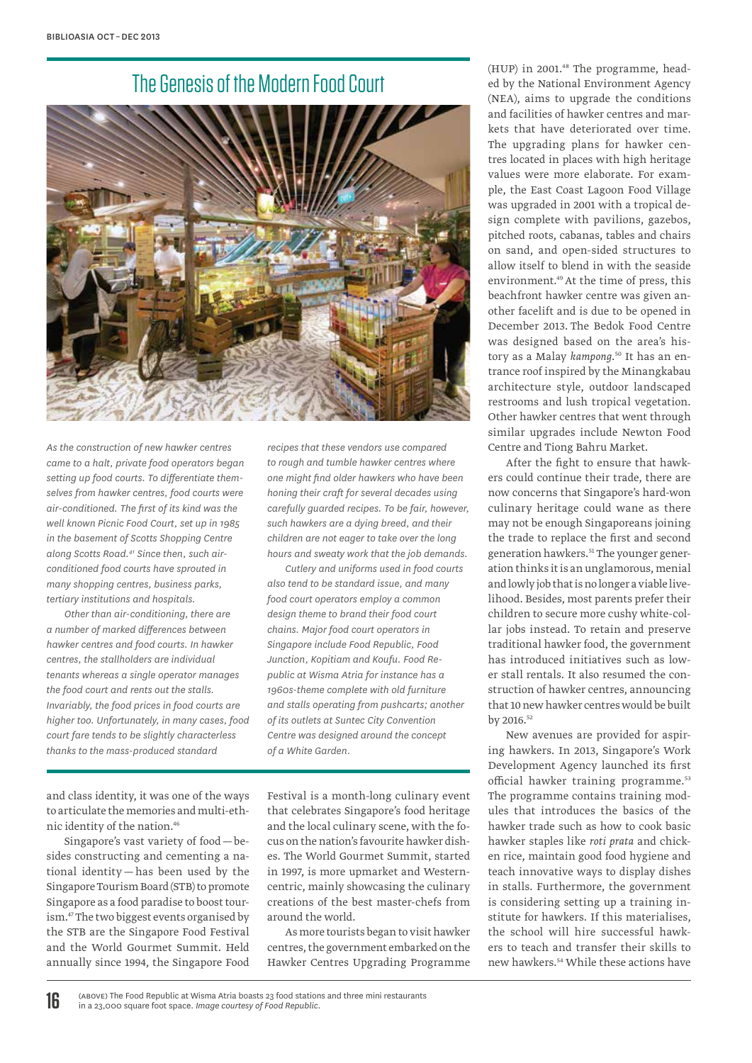## The Genesis of the Modern Food Court

*As the construction of new hawker centres came to a halt, private food operators began setting up food courts. To differentiate themselves from hawker centres, food courts were air-conditioned. The first of its kind was the well known Picnic Food Court, set up in 1985 in the basement of Scotts Shopping Centre along Scotts Road.[41] Since then, such air-conditioned food courts have sprouted in many shopping centres, business parks, tertiary institutions and hospitals.*

*Other than air-conditioning, there are a number of marked differences between hawker centres and food courts. In hawker centres, the stallholders are individual tenants whereas a single operator manages the food court and rents out the stalls. Invariably, the food prices in food courts are higher too. Unfortunately, in many cases, food court fare tends to be slightly characterless thanks to the mass-produced standard recipes that these vendors use compared to rough and tumble hawker centres where one might find older hawkers who have been honing their craft for several decades using carefully guarded recipes. To be fair, however, such hawkers are a dying breed, and their children are not eager to take over the long hours and sweaty work that the job demands.*

*Cutlery and uniforms used in food courts also tend to be standard issue, and many food court operators employ a common design theme to brand their food court chains. Major food court operators in Singapore include Food Republic, Food Junction, Kopitiam and Koufu. Food Republic at Wisma Atria for instance has a 1960s-theme complete with old furniture and stalls operating from pushcarts; another of its outlets at Suntec City Convention Centre was designed around the concept of a White Garden.*

(ABOVE) The Food Republic at Wisma Atria boasts 23 food stations and three mini restaurants in a 23,000 square foot space. *Image courtesy of Food Republic.*

and class identity, it was one of the ways to articulate the memories and multi-ethnic identity of the nation.[46]

Singapore's vast variety of food — besides constructing and cementing a national identity — has been used by the Singapore Tourism Board (STB) to promote Singapore as a food paradise to boost tourism.[47] The two biggest events organised by the STB are the Singapore Food Festival and the World Gourmet Summit. Held annually since 1994, the Singapore Food Festival is a month-long culinary event that celebrates Singapore's food heritage and the local culinary scene, with the focus on the nation's favourite hawker dishes. The World Gourmet Summit, started in 1997, is more upmarket and Western-centric, mainly showcasing the culinary creations of the best master-chefs from around the world.

As more tourists began to visit hawker centres, the government embarked on the Hawker Centres Upgrading Programme (HUP) in 2001.[48] The programme, headed by the National Environment Agency (NEA), aims to upgrade the conditions and facilities of hawker centres and markets that have deteriorated over time. The upgrading plans for hawker centres located in places with high heritage values were more elaborate. For example, the East Coast Lagoon Food Village was upgraded in 2001 with a tropical design complete with pavilions, gazebos, pitched roots, cabanas, tables and chairs on sand, and open-sided structures to allow itself to blend in with the seaside environment.[49] At the time of press, this beachfront hawker centre was given another facelift and is due to be opened in December 2013. The Bedok Food Centre was designed based on the area's history as a Malay *kampong*.[50] It has an entrance roof inspired by the Minangkabau architecture style, outdoor landscaped restrooms and lush tropical vegetation. Other hawker centres that went through similar upgrades include Newton Food Centre and Tiong Bahru Market.

After the fight to ensure that hawkers could continue their trade, there are now concerns that Singapore's hard-won culinary heritage could wane as there may not be enough Singaporeans joining the trade to replace the first and second generation hawkers.[51] The younger generation thinks it is an unglamorous, menial and lowly job that is no longer a viable livelihood. Besides, most parents prefer their children to secure more cushy white-collar jobs instead. To retain and preserve traditional hawker food, the government has introduced initiatives such as lower stall rentals. It also resumed the construction of hawker centres, announcing that 10 new hawker centres would be built by 2016.[52]

New avenues are provided for aspiring hawkers. In 2013, Singapore's Work Development Agency launched its first official hawker training programme.[53] The programme contains training modules that introduces the basics of the hawker trade such as how to cook basic hawker staples like *roti prata* and chicken rice, maintain good food hygiene and teach innovative ways to display dishes in stalls. Furthermore, the government is considering setting up a training institute for hawkers. If this materialises, the school will hire successful hawkers to teach and transfer their skills to new hawkers.[54] While these actions have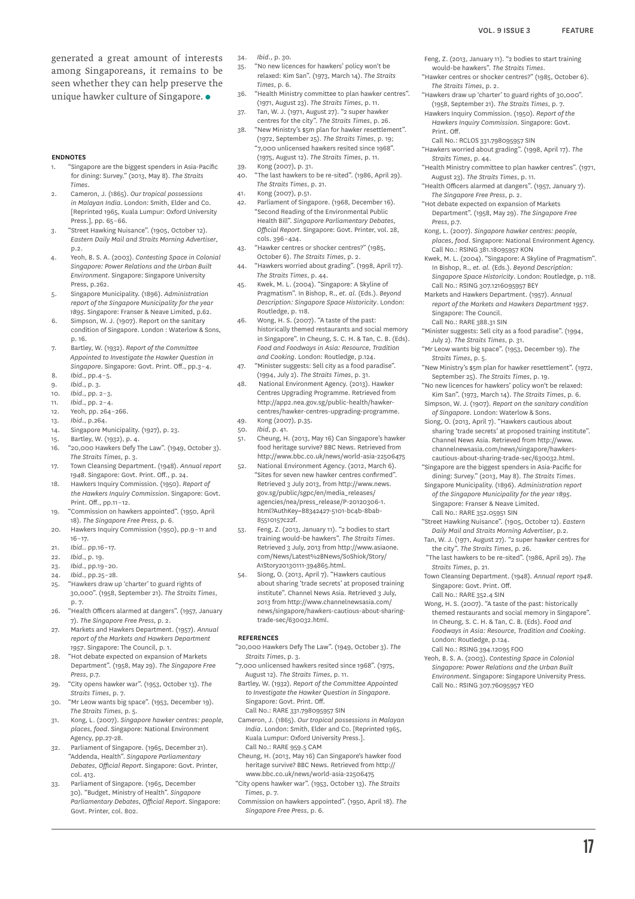generated a great amount of interests among Singaporeans, it remains to be seen whether they can help preserve the unique hawker culture of Singapore. ●

## ENDNOTES

1. "Singapore are the biggest spenders in Asia-Pacific for dining: Survey." (2013, May 8). *The Straits Times*.
2. Cameron, J. (1865). *Our tropical possessions in Malayan India*. London: Smith, Elder and Co. [Reprinted 1965, Kuala Lumpur: Oxford University Press.], pp. 65–66.
3. "Street Hawking Nuisance". (1905, October 12). *Eastern Daily Mail and Straits Morning Advertiser*, p.2.
4. Yeoh, B. S. A. (2003). *Contesting Space in Colonial Singapore: Power Relations and the Urban Built Environment*. Singapore: Singapore University Press, p.262.
5. Singapore Municipality. (1896). *Administration report of the Singapore Municipality for the year 1895*. Singapore: Franser & Neave Limited, p.62.
6. Simpson, W. J. (1907). Report on the sanitary condition of Singapore. London : Waterlow & Sons, p. 16.
7. Bartley, W. (1932). *Report of the Committee Appointed to Investigate the Hawker Question in Singapore*. Singapore: Govt. Print. Off., pp.3–4.
8. *Ibid*., pp.4–5.
9. *Ibid*., p. 3.
10. *Ibid*., pp. 2–3.
11. *Ibid*., pp. 2–4.
12. Yeoh, pp. 264–266.
13. *Ibid*., p.264.
14. Singapore Municipality. (1927), p. 23.
15. Bartley, W. (1932), p. 4.
16. "20,000 Hawkers Defy The Law". (1949, October 3). *The Straits Times*, p. 3.
17. Town Cleansing Department. (1948). *Annual report 1948*. Singapore: Govt. Print. Off., p. 24.
18. Hawkers Inquiry Commission. (1950). *Report of the Hawkers Inquiry Commission*. Singapore: Govt. Print. Off., pp.11–12.
19. "Commission on hawkers appointed". (1950, April 18). *The Singapore Free Press*, p. 6.
20. Hawkers Inquiry Commission (1950), pp.9–11 and 16–17.
21. *Ibid*.. pp.16–17.
22. *Ibid*., p. 19.
23. *Ibid*., pp.19–20.
24. *Ibid*., pp.25–28.
25. "Hawkers draw up 'charter' to guard rights of 30,000". (1958, September 21). *The Straits Times*, p. 7.
26. "Health Officers alarmed at dangers". (1957, January 7). *The Singapore Free Press*, p. 2.
27. Markets and Hawkers Department. (1957). *Annual report of the Markets and Hawkers Department 1957*. Singapore: The Council, p. 1.
28. "Hot debate expected on expansion of Markets Department". (1958, May 29). *The Singapore Free Press*, p.7.
29. "City opens hawker war". (1953, October 13). *The Straits Times*, p. 7.
30. "Mr Leow wants big space". (1953, December 19). *The Straits Times*, p. 5.
31. Kong, L. (2007). *Singapore hawker centres: people, places, food*. Singapore: National Environment Agency, pp.27-28.
32. Parliament of Singapore. (1965, December 21). "Addenda, Health". *Singapore Parliamentary Debates, Official Report*. Singapore: Govt. Printer, col. 413.
33. Parliament of Singapore. (1965, December 30). "Budget, Ministry of Health". *Singapore Parliamentary Debates, Official Report*. Singapore: Govt. Printer, col. 802.
34. *Ibid*., p. 30.
35. "No new licences for hawkers' policy won't be relaxed: Kim San". (1973, March 14). *The Straits Times*, p. 6.
36. "Health Ministry committee to plan hawker centres". (1971, August 23). *The Straits Times*, p. 11.
37. Tan, W. J. (1971, August 27). "2 super hawker centres for the city". *The Straits Times*, p. 26.
38. "New Ministry's $5m plan for hawker resettlement". (1972, September 25). *The Straits Times*, p. 19; "7,000 unlicensed hawkers resited since 1968". (1975, August 12). *The Straits Times*, p. 11.
39. Kong (2007), p. 31.
40. "The last hawkers to be re-sited". (1986, April 29). *The Straits Times*, p. 21.
41. Kong (2007), p.51.
42. Parliament of Singapore. (1968, December 16). "Second Reading of the Environmental Public Health Bill". *Singapore Parliamentary Debates, Official Report*. Singapore: Govt. Printer, vol. 28, cols. 396–424.
43. "Hawker centres or shocker centres?" (1985, October 6). *The Straits Times*, p. 2.
44. "Hawkers worried about grading". (1998, April 17). *The Straits Times*, p. 44.
45. Kwek, M. L. (2004). "Singapore: A Skyline of Pragmatism". In Bishop, R., *et. al.* (Eds.). *Beyond Description: Singapore Space Historicity*. London: Routledge, p. 118.
46. Wong, H. S. (2007). "A taste of the past: historically themed restaurants and social memory in Singapore". In Cheung, S. C. H. & Tan, C. B. (Eds). *Food and Foodways in Asia: Resource, Tradition and Cooking*. London: Routledge, p.124.
47. "Minister suggests: Sell city as a food paradise". (1994, July 2). *The Straits Times*, p. 31.
48. National Environment Agency. (2013). Hawker Centres Upgrading Programme. Retrieved from http://app2.nea.gov.sg/public-health/hawker-centres/hawker-centres-upgrading-programme.
49. Kong (2007), p.35.
50. *Ibid*, p. 41.
51. Cheung, H. (2013, May 16) Can Singapore's hawker food heritage survive? BBC News. Retrieved from http://www.bbc.co.uk/news/world-asia-22506475
52. National Environment Agency. (2012, March 6). "Sites for seven new hawker centres confirmed". Retrieved 3 July 2013, from http://www.news.gov.sg/public/sgpc/en/media_releases/agencies/nea/press_release/P-20120306-1.html?AuthKey=88342427-5101-bc4b-8bab-85510157c22f.
53. Feng, Z. (2013, January 11). "2 bodies to start training would-be hawkers". *The Straits Times*. Retrieved 3 July, 2013 from http://www.asiaone.com/News/Latest%2BNews/SoShiok/Story/A1Story20130111-394865.html.
54. Siong, O. (2013, April 7). "Hawkers cautious about sharing 'trade secrets' at proposed training institute". Channel News Asia. Retrieved 3 July, 2013 from http://www.channelnewsasia.com/news/singapore/hawkers-cautious-about-sharing-trade-sec/630032.html.

## REFERENCES

"20,000 Hawkers Defy The Law". (1949, October 3). *The Straits Times*, p. 3.

"7,000 unlicensed hawkers resited since 1968". (1975, August 12). *The Straits Times*, p. 11.

Bartley, W. (1932). *Report of the Committee Appointed to Investigate the Hawker Question in Singapore*. Singapore: Govt. Print. Off.
Call No.: RARE 331.798095957 SIN

Cameron, J. (1865). *Our tropical possessions in Malayan India*. London: Smith, Elder and Co. [Reprinted 1965, Kuala Lumpur: Oxford University Press.].
Call No.: RARE 959.5 CAM

Cheung, H. (2013, May 16) Can Singapore's hawker food heritage survive? BBC News. Retrieved from http://www.bbc.co.uk/news/world-asia-22506475

"City opens hawker war". (1953, October 13). *The Straits Times*, p. 7.

Commission on hawkers appointed". (1950, April 18). *The Singapore Free Press*, p. 6.

Feng, Z. (2013, January 11). "2 bodies to start training would-be hawkers". *The Straits Times*.

"Hawker centres or shocker centres?" (1985, October 6). *The Straits Times*, p. 2.

"Hawkers draw up 'charter' to guard rights of 30,000". (1958, September 21). *The Straits Times*, p. 7.

Hawkers Inquiry Commission. (1950). *Report of the Hawkers Inquiry Commission*. Singapore: Govt. Print. Off.
Call No.: RCLOS 331.798095957 SIN

"Hawkers worried about grading". (1998, April 17). *The Straits Times*, p. 44.

"Health Ministry committee to plan hawker centres". (1971, August 23). *The Straits Times*, p. 11.

"Health Officers alarmed at dangers". (1957, January 7). *The Singapore Free Press*, p. 2.

"Hot debate expected on expansion of Markets Department". (1958, May 29). *The Singapore Free Press*, p.7.

Kong, L. (2007). *Singapore hawker centres: people, places, food*. Singapore: National Environment Agency.
Call No.: RSING 381.18095957 KON

Kwek, M. L. (2004). "Singapore: A Skyline of Pragmatism". In Bishop, R., *et. al.* (Eds.). *Beyond Description: Singapore Space Historicity*. London: Routledge, p. 118.
Call No.: RSING 307.1216095957 BEY

Markets and Hawkers Department. (1957). *Annual report of the Markets and Hawkers Department 1957*. Singapore: The Council.
Call No.: RARE 388.31 SIN

"Minister suggests: Sell city as a food paradise". (1994, July 2). *The Straits Times*, p. 31.

"Mr Leow wants big space". (1953, December 19). *The Straits Times*, p. 5.

"New Ministry's $5m plan for hawker resettlement". (1972, September 25). *The Straits Times*, p. 19.

"No new licences for hawkers' policy won't be relaxed: Kim San". (1973, March 14). *The Straits Times*, p. 6.

Simpson, W. J. (1907). *Report on the sanitary condition of Singapore*. London: Waterlow & Sons.

Siong, O. (2013, April 7). "Hawkers cautious about sharing 'trade secrets' at proposed training institute". Channel News Asia. Retrieved from http://www.channelnewsasia.com/news/singapore/hawkers-cautious-about-sharing-trade-sec/630032.html.

"Singapore are the biggest spenders in Asia-Pacific for dining: Survey." (2013, May 8). *The Straits Times*.

Singapore Municipality. (1896). *Administration report of the Singapore Municipality for the year 1895*. Singapore: Franser & Neave Limited.
Call No.: RARE 352.05951 SIN

"Street Hawking Nuisance". (1905, October 12). *Eastern Daily Mail and Straits Morning Advertiser*, p.2.

Tan, W. J. (1971, August 27). "2 super hawker centres for the city". *The Straits Times*, p. 26.

"The last hawkers to be re-sited". (1986, April 29). *The Straits Times*, p. 21.

Town Cleansing Department. (1948). *Annual report 1948*. Singapore: Govt. Print. Off.
Call No.: RARE 352.4 SIN

Wong, H. S. (2007). "A taste of the past: historically themed restaurants and social memory in Singapore". In Cheung, S. C. H. & Tan, C. B. (Eds). *Food and Foodways in Asia: Resource, Tradition and Cooking*. London: Routledge, p.124.
Call No.: RSING 394.12095 FOO

Yeoh, B. S. A. (2003). *Contesting Space in Colonial Singapore: Power Relations and the Urban Built Environment*. Singapore: Singapore University Press.
Call No.: RSING 307.76095957 YEO